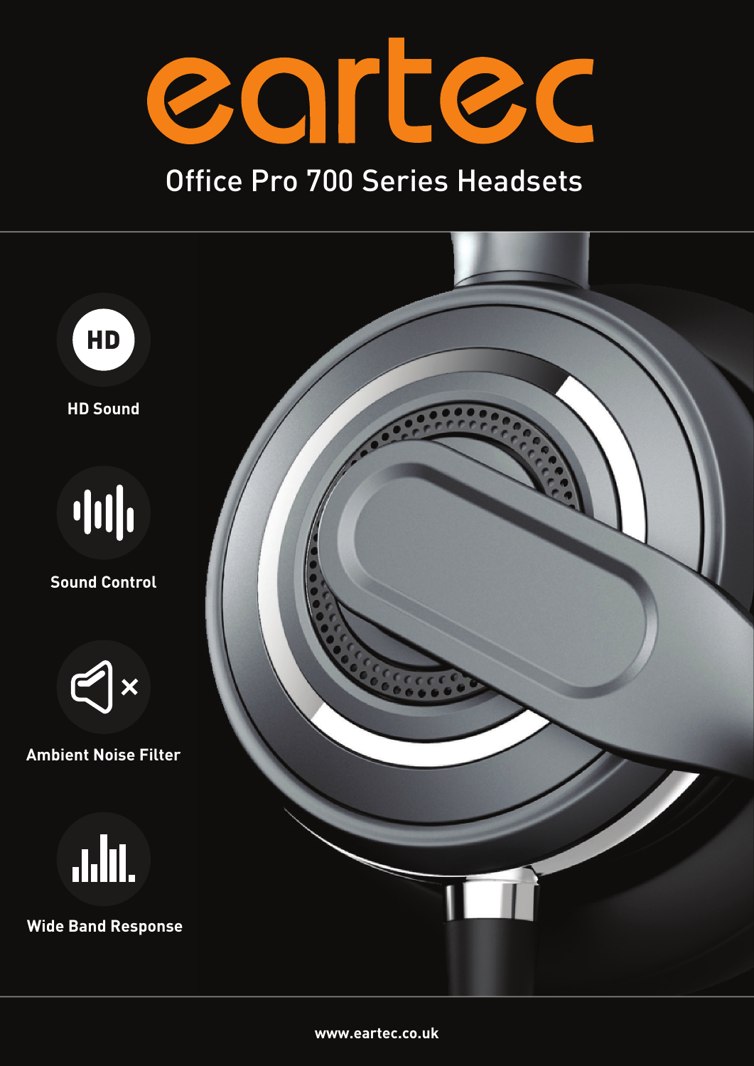# eartec

## Office Pro 700 Series Headsets

**HD Sound**

**Sound Control**

**Ambient Noise Filter**

**Wide Band Response**

www.eartec.co.uk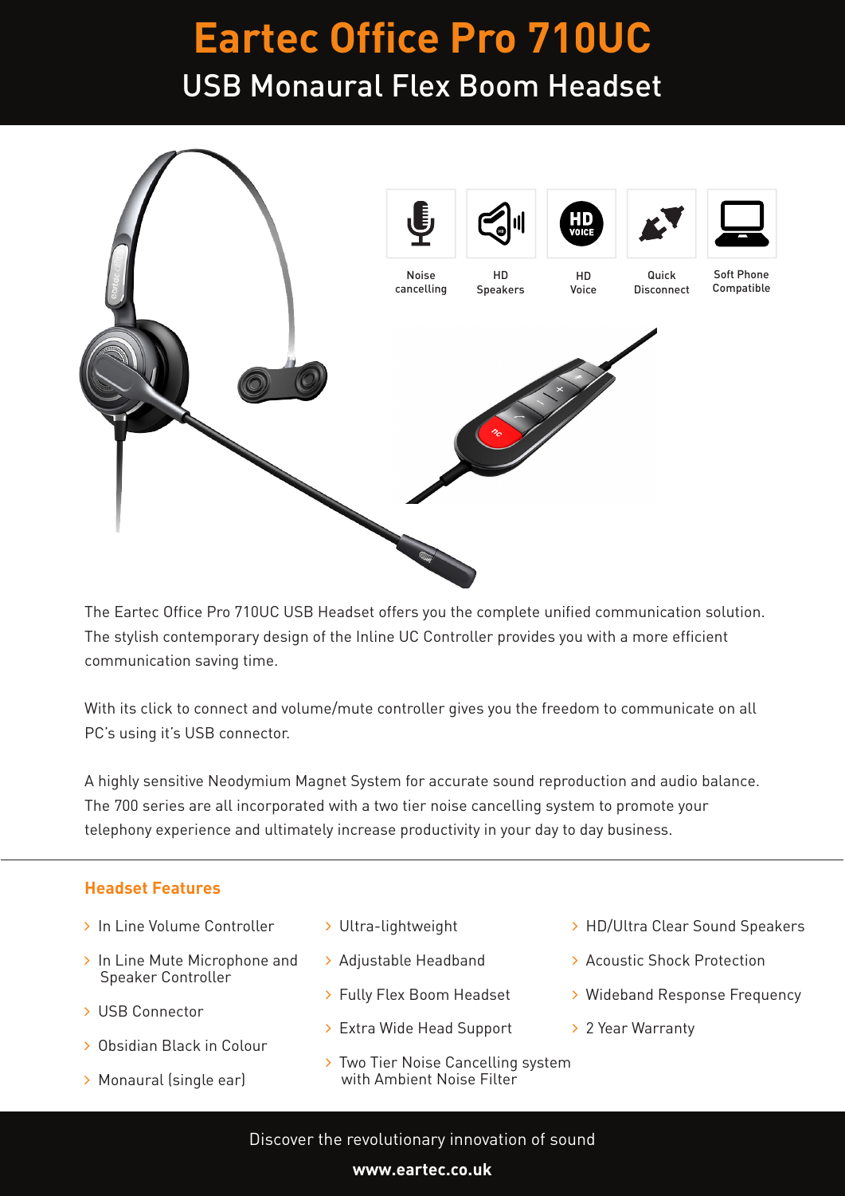# Eartec Office Pro 710UC

## USB Monaural Flex Boom Headset

Noise cancelling

HD Speakers

HD Voice

Quick Disconnect

Soft Phone Compatible

The Eartec Office Pro 710UC USB Headset offers you the complete unified communication solution. The stylish contemporary design of the Inline UC Controller provides you with a more efficient communication saving time.

With its click to connect and volume/mute controller gives you the freedom to communicate on all PC's using it's USB connector.

A highly sensitive Neodymium Magnet System for accurate sound reproduction and audio balance. The 700 series are all incorporated with a two tier noise cancelling system to promote your telephony experience and ultimately increase productivity in your day to day business.

---

### Headset Features

- In Line Volume Controller
- In Line Mute Microphone and Speaker Controller
- USB Connector
- Obsidian Black in Colour
- Monaural (single ear)
- Ultra-lightweight
- Adjustable Headband
- Fully Flex Boom Headset
- Extra Wide Head Support
- Two Tier Noise Cancelling system with Ambient Noise Filter
- HD/Ultra Clear Sound Speakers
- Acoustic Shock Protection
- Wideband Response Frequency
- 2 Year Warranty

Discover the revolutionary innovation of sound

**www.eartec.co.uk**